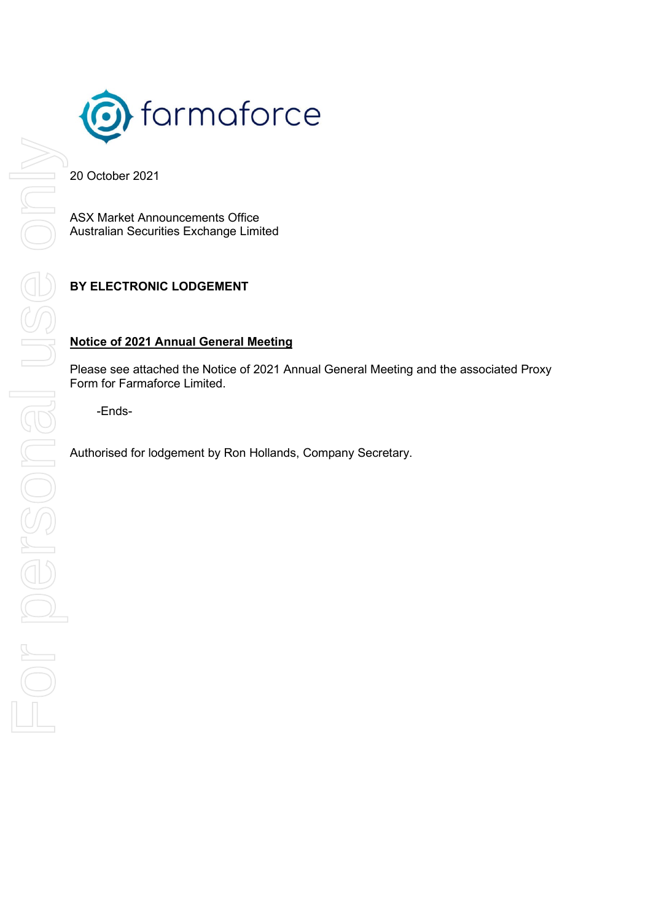farmaforce

20 October 2021

ASX Market Announcements Office
Australian Securities Exchange Limited

**BY ELECTRONIC LODGEMENT**

**Notice of 2021 Annual General Meeting**

Please see attached the Notice of 2021 Annual General Meeting and the associated Proxy Form for Farmaforce Limited.

-Ends-

Authorised for lodgement by Ron Hollands, Company Secretary.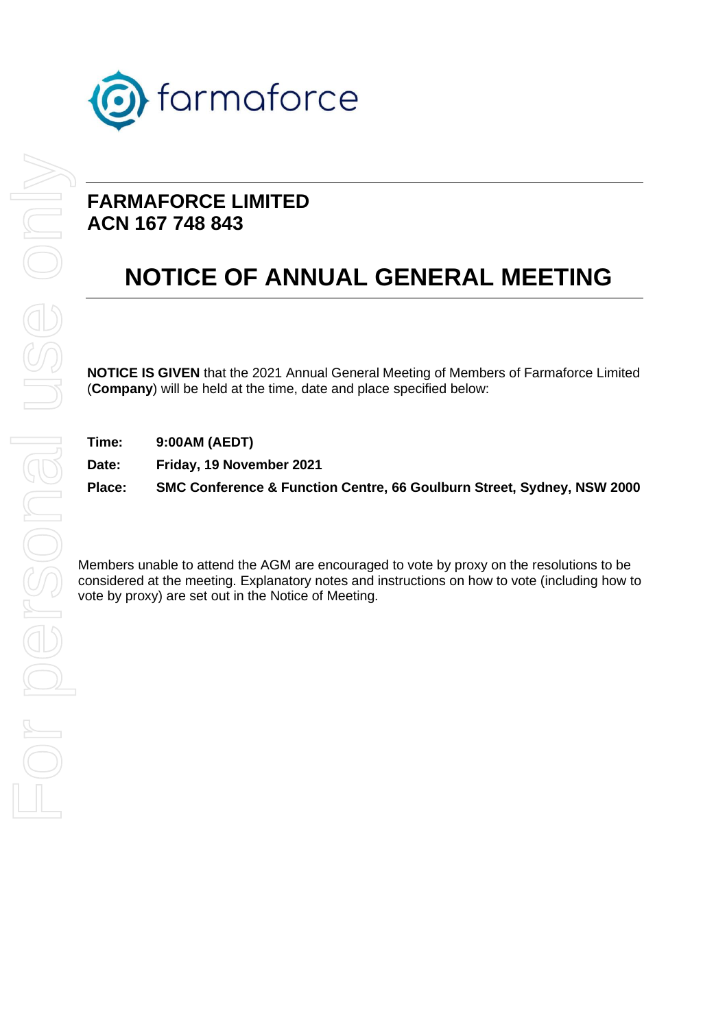**FARMAFORCE LIMITED**
**ACN 167 748 843**

# NOTICE OF ANNUAL GENERAL MEETING

**NOTICE IS GIVEN** that the 2021 Annual General Meeting of Members of Farmaforce Limited (**Company**) will be held at the time, date and place specified below:

**Time:** **9:00AM (AEDT)**

**Date:** **Friday, 19 November 2021**

**Place:** **SMC Conference & Function Centre, 66 Goulburn Street, Sydney, NSW 2000**

Members unable to attend the AGM are encouraged to vote by proxy on the resolutions to be considered at the meeting. Explanatory notes and instructions on how to vote (including how to vote by proxy) are set out in the Notice of Meeting.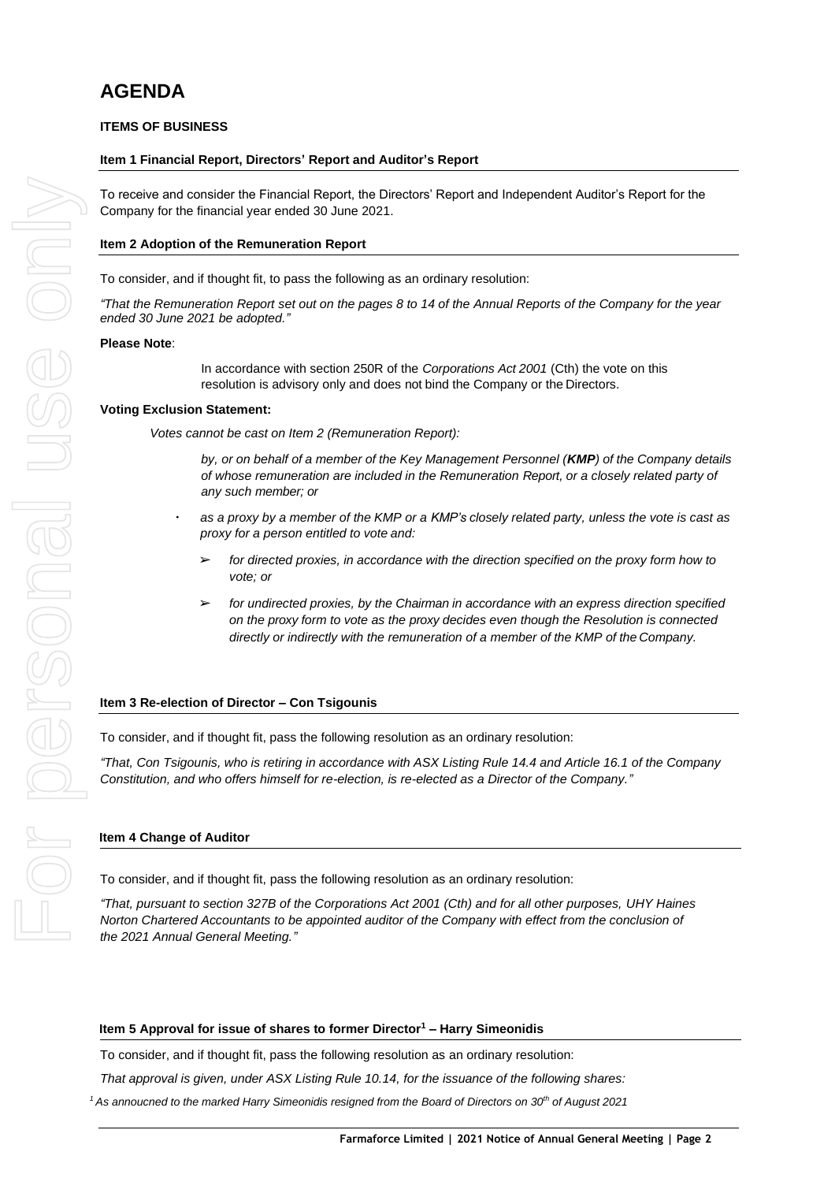# AGENDA

**ITEMS OF BUSINESS**

**Item 1 Financial Report, Directors' Report and Auditor's Report**

To receive and consider the Financial Report, the Directors' Report and Independent Auditor's Report for the Company for the financial year ended 30 June 2021.

**Item 2 Adoption of the Remuneration Report**

To consider, and if thought fit, to pass the following as an ordinary resolution:

*"That the Remuneration Report set out on the pages 8 to 14 of the Annual Reports of the Company for the year ended 30 June 2021 be adopted."*

**Please Note**:

In accordance with section 250R of the *Corporations Act 2001* (Cth) the vote on this resolution is advisory only and does not bind the Company or the Directors.

**Voting Exclusion Statement:**

*Votes cannot be cast on Item 2 (Remuneration Report):*

*by, or on behalf of a member of the Key Management Personnel (**KMP**) of the Company details of whose remuneration are included in the Remuneration Report, or a closely related party of any such member; or*

- *as a proxy by a member of the KMP or a KMP's closely related party, unless the vote is cast as proxy for a person entitled to vote and:*
  - *for directed proxies, in accordance with the direction specified on the proxy form how to vote; or*
  - *for undirected proxies, by the Chairman in accordance with an express direction specified on the proxy form to vote as the proxy decides even though the Resolution is connected directly or indirectly with the remuneration of a member of the KMP of the Company.*

**Item 3 Re-election of Director – Con Tsigounis**

To consider, and if thought fit, pass the following resolution as an ordinary resolution:

*"That, Con Tsigounis, who is retiring in accordance with ASX Listing Rule 14.4 and Article 16.1 of the Company Constitution, and who offers himself for re-election, is re-elected as a Director of the Company."*

**Item 4 Change of Auditor**

To consider, and if thought fit, pass the following resolution as an ordinary resolution:

*"That, pursuant to section 327B of the Corporations Act 2001 (Cth) and for all other purposes, UHY Haines Norton Chartered Accountants to be appointed auditor of the Company with effect from the conclusion of the 2021 Annual General Meeting."*

**Item 5 Approval for issue of shares to former Director[1] – Harry Simeonidis**

To consider, and if thought fit, pass the following resolution as an ordinary resolution:

*That approval is given, under ASX Listing Rule 10.14, for the issuance of the following shares:*

*[1] As annoucned to the marked Harry Simeonidis resigned from the Board of Directors on 30th of August 2021*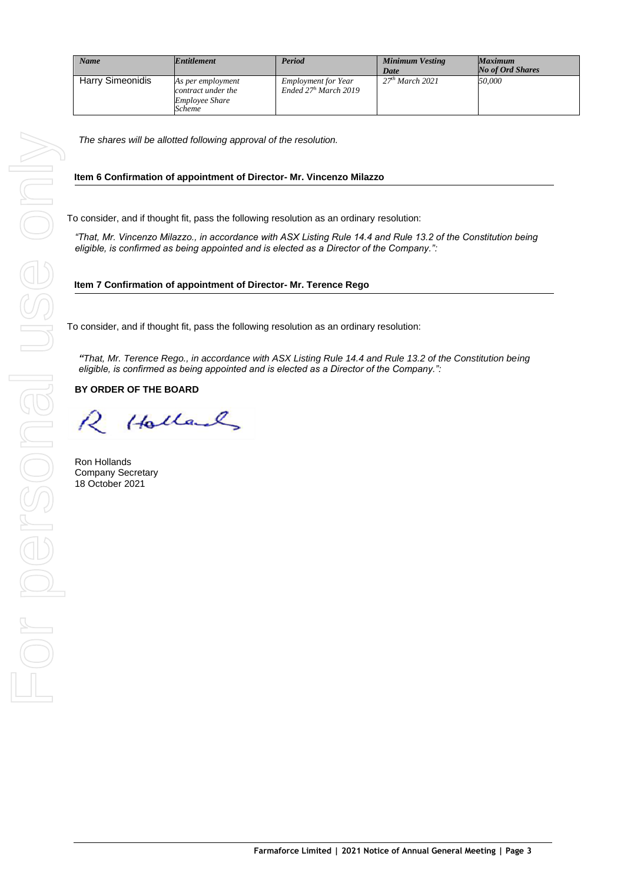| *Name* | *Entitlement* | *Period* | *Minimum Vesting Date* | *Maximum No of Ord Shares* |
|---|---|---|---|---|
| Harry Simeonidis | *As per employment contract under the Employee Share Scheme* | *Employment for Year Ended 27th March 2019* | *27th March 2021* | *50,000* |

*The shares will be allotted following approval of the resolution.*

**Item 6 Confirmation of appointment of Director- Mr. Vincenzo Milazzo**

To consider, and if thought fit, pass the following resolution as an ordinary resolution:

*"That, Mr. Vincenzo Milazzo., in accordance with ASX Listing Rule 14.4 and Rule 13.2 of the Constitution being eligible, is confirmed as being appointed and is elected as a Director of the Company.":*

**Item 7 Confirmation of appointment of Director- Mr. Terence Rego**

To consider, and if thought fit, pass the following resolution as an ordinary resolution:

*"That, Mr. Terence Rego., in accordance with ASX Listing Rule 14.4 and Rule 13.2 of the Constitution being eligible, is confirmed as being appointed and is elected as a Director of the Company.":*

**BY ORDER OF THE BOARD**

Ron Hollands
Company Secretary
18 October 2021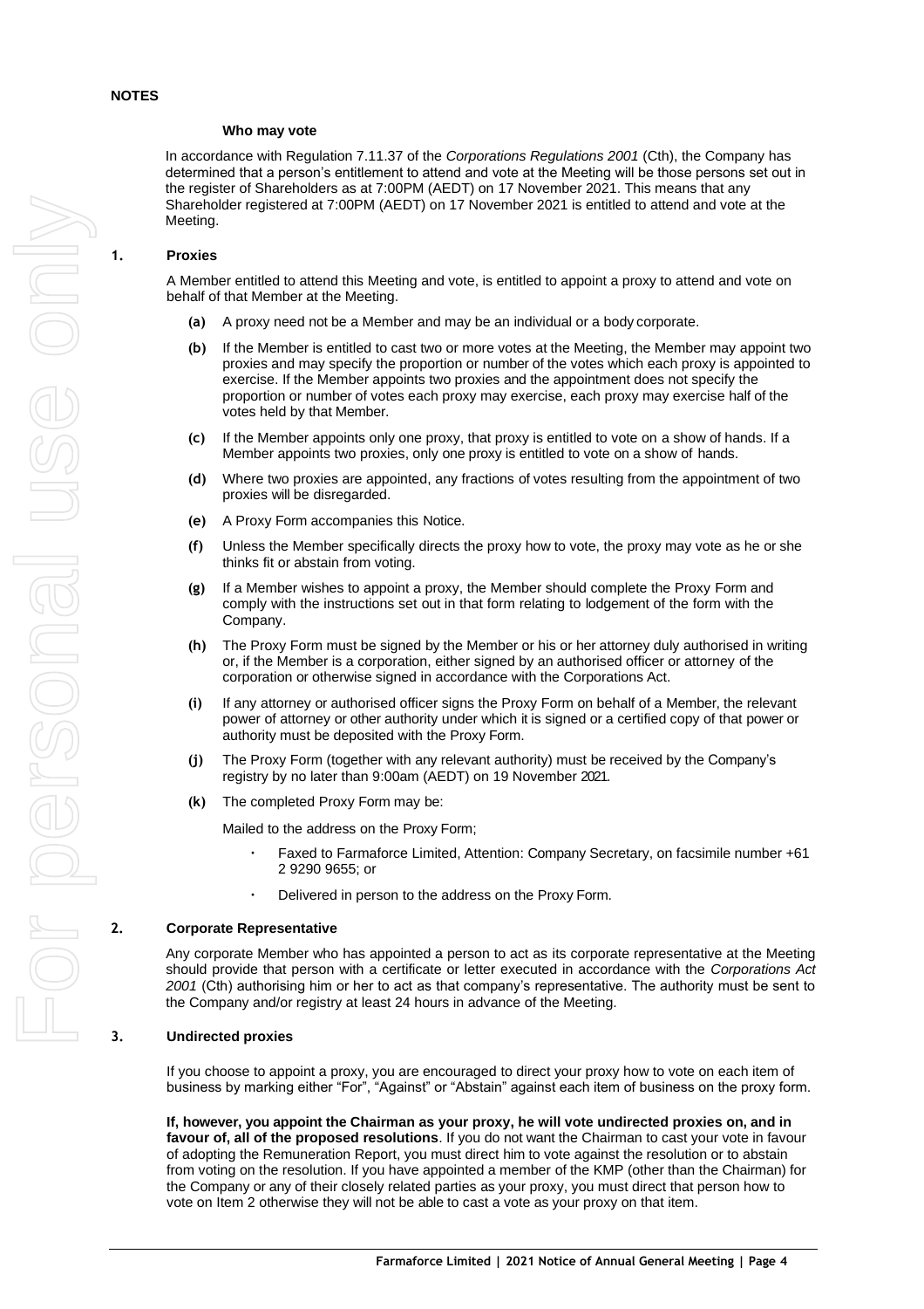## NOTES

### Who may vote

In accordance with Regulation 7.11.37 of the *Corporations Regulations 2001* (Cth), the Company has determined that a person's entitlement to attend and vote at the Meeting will be those persons set out in the register of Shareholders as at 7:00PM (AEDT) on 17 November 2021. This means that any Shareholder registered at 7:00PM (AEDT) on 17 November 2021 is entitled to attend and vote at the Meeting.

### 1. Proxies

A Member entitled to attend this Meeting and vote, is entitled to appoint a proxy to attend and vote on behalf of that Member at the Meeting.

**(a)** A proxy need not be a Member and may be an individual or a body corporate.

**(b)** If the Member is entitled to cast two or more votes at the Meeting, the Member may appoint two proxies and may specify the proportion or number of the votes which each proxy is appointed to exercise. If the Member appoints two proxies and the appointment does not specify the proportion or number of votes each proxy may exercise, each proxy may exercise half of the votes held by that Member.

**(c)** If the Member appoints only one proxy, that proxy is entitled to vote on a show of hands. If a Member appoints two proxies, only one proxy is entitled to vote on a show of hands.

**(d)** Where two proxies are appointed, any fractions of votes resulting from the appointment of two proxies will be disregarded.

**(e)** A Proxy Form accompanies this Notice.

**(f)** Unless the Member specifically directs the proxy how to vote, the proxy may vote as he or she thinks fit or abstain from voting.

**(g)** If a Member wishes to appoint a proxy, the Member should complete the Proxy Form and comply with the instructions set out in that form relating to lodgement of the form with the Company.

**(h)** The Proxy Form must be signed by the Member or his or her attorney duly authorised in writing or, if the Member is a corporation, either signed by an authorised officer or attorney of the corporation or otherwise signed in accordance with the Corporations Act.

**(i)** If any attorney or authorised officer signs the Proxy Form on behalf of a Member, the relevant power of attorney or other authority under which it is signed or a certified copy of that power or authority must be deposited with the Proxy Form.

**(j)** The Proxy Form (together with any relevant authority) must be received by the Company's registry by no later than 9:00am (AEDT) on 19 November 2021.

**(k)** The completed Proxy Form may be:

Mailed to the address on the Proxy Form;

- Faxed to Farmaforce Limited, Attention: Company Secretary, on facsimile number +61 2 9290 9655; or
- Delivered in person to the address on the Proxy Form.

### 2. Corporate Representative

Any corporate Member who has appointed a person to act as its corporate representative at the Meeting should provide that person with a certificate or letter executed in accordance with the *Corporations Act 2001* (Cth) authorising him or her to act as that company's representative. The authority must be sent to the Company and/or registry at least 24 hours in advance of the Meeting.

### 3. Undirected proxies

If you choose to appoint a proxy, you are encouraged to direct your proxy how to vote on each item of business by marking either "For", "Against" or "Abstain" against each item of business on the proxy form.

**If, however, you appoint the Chairman as your proxy, he will vote undirected proxies on, and in favour of, all of the proposed resolutions**. If you do not want the Chairman to cast your vote in favour of adopting the Remuneration Report, you must direct him to vote against the resolution or to abstain from voting on the resolution. If you have appointed a member of the KMP (other than the Chairman) for the Company or any of their closely related parties as your proxy, you must direct that person how to vote on Item 2 otherwise they will not be able to cast a vote as your proxy on that item.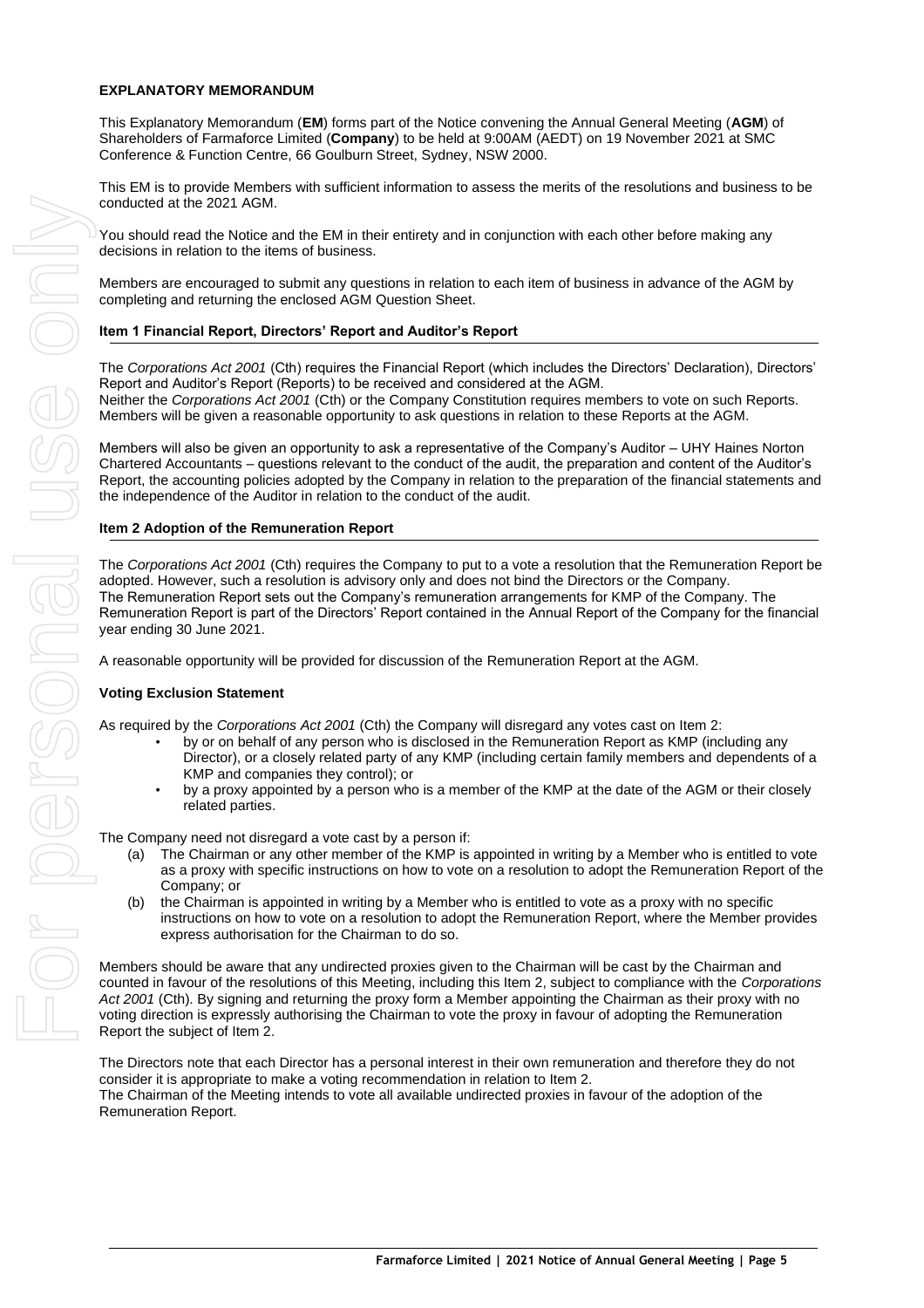**EXPLANATORY MEMORANDUM**

This Explanatory Memorandum (**EM**) forms part of the Notice convening the Annual General Meeting (**AGM**) of Shareholders of Farmaforce Limited (**Company**) to be held at 9:00AM (AEDT) on 19 November 2021 at SMC Conference & Function Centre, 66 Goulburn Street, Sydney, NSW 2000.

This EM is to provide Members with sufficient information to assess the merits of the resolutions and business to be conducted at the 2021 AGM.

You should read the Notice and the EM in their entirety and in conjunction with each other before making any decisions in relation to the items of business.

Members are encouraged to submit any questions in relation to each item of business in advance of the AGM by completing and returning the enclosed AGM Question Sheet.

**Item 1 Financial Report, Directors' Report and Auditor's Report**

The *Corporations Act 2001* (Cth) requires the Financial Report (which includes the Directors' Declaration), Directors' Report and Auditor's Report (Reports) to be received and considered at the AGM.
Neither the *Corporations Act 2001* (Cth) or the Company Constitution requires members to vote on such Reports. Members will be given a reasonable opportunity to ask questions in relation to these Reports at the AGM.

Members will also be given an opportunity to ask a representative of the Company's Auditor – UHY Haines Norton Chartered Accountants – questions relevant to the conduct of the audit, the preparation and content of the Auditor's Report, the accounting policies adopted by the Company in relation to the preparation of the financial statements and the independence of the Auditor in relation to the conduct of the audit.

**Item 2 Adoption of the Remuneration Report**

The *Corporations Act 2001* (Cth) requires the Company to put to a vote a resolution that the Remuneration Report be adopted. However, such a resolution is advisory only and does not bind the Directors or the Company.
The Remuneration Report sets out the Company's remuneration arrangements for KMP of the Company. The Remuneration Report is part of the Directors' Report contained in the Annual Report of the Company for the financial year ending 30 June 2021.

A reasonable opportunity will be provided for discussion of the Remuneration Report at the AGM.

**Voting Exclusion Statement**

As required by the *Corporations Act 2001* (Cth) the Company will disregard any votes cast on Item 2:

- by or on behalf of any person who is disclosed in the Remuneration Report as KMP (including any Director), or a closely related party of any KMP (including certain family members and dependents of a KMP and companies they control); or
- by a proxy appointed by a person who is a member of the KMP at the date of the AGM or their closely related parties.

The Company need not disregard a vote cast by a person if:

(a) The Chairman or any other member of the KMP is appointed in writing by a Member who is entitled to vote as a proxy with specific instructions on how to vote on a resolution to adopt the Remuneration Report of the Company; or

(b) the Chairman is appointed in writing by a Member who is entitled to vote as a proxy with no specific instructions on how to vote on a resolution to adopt the Remuneration Report, where the Member provides express authorisation for the Chairman to do so.

Members should be aware that any undirected proxies given to the Chairman will be cast by the Chairman and counted in favour of the resolutions of this Meeting, including this Item 2, subject to compliance with the *Corporations Act 2001* (Cth). By signing and returning the proxy form a Member appointing the Chairman as their proxy with no voting direction is expressly authorising the Chairman to vote the proxy in favour of adopting the Remuneration Report the subject of Item 2.

The Directors note that each Director has a personal interest in their own remuneration and therefore they do not consider it is appropriate to make a voting recommendation in relation to Item 2.
The Chairman of the Meeting intends to vote all available undirected proxies in favour of the adoption of the Remuneration Report.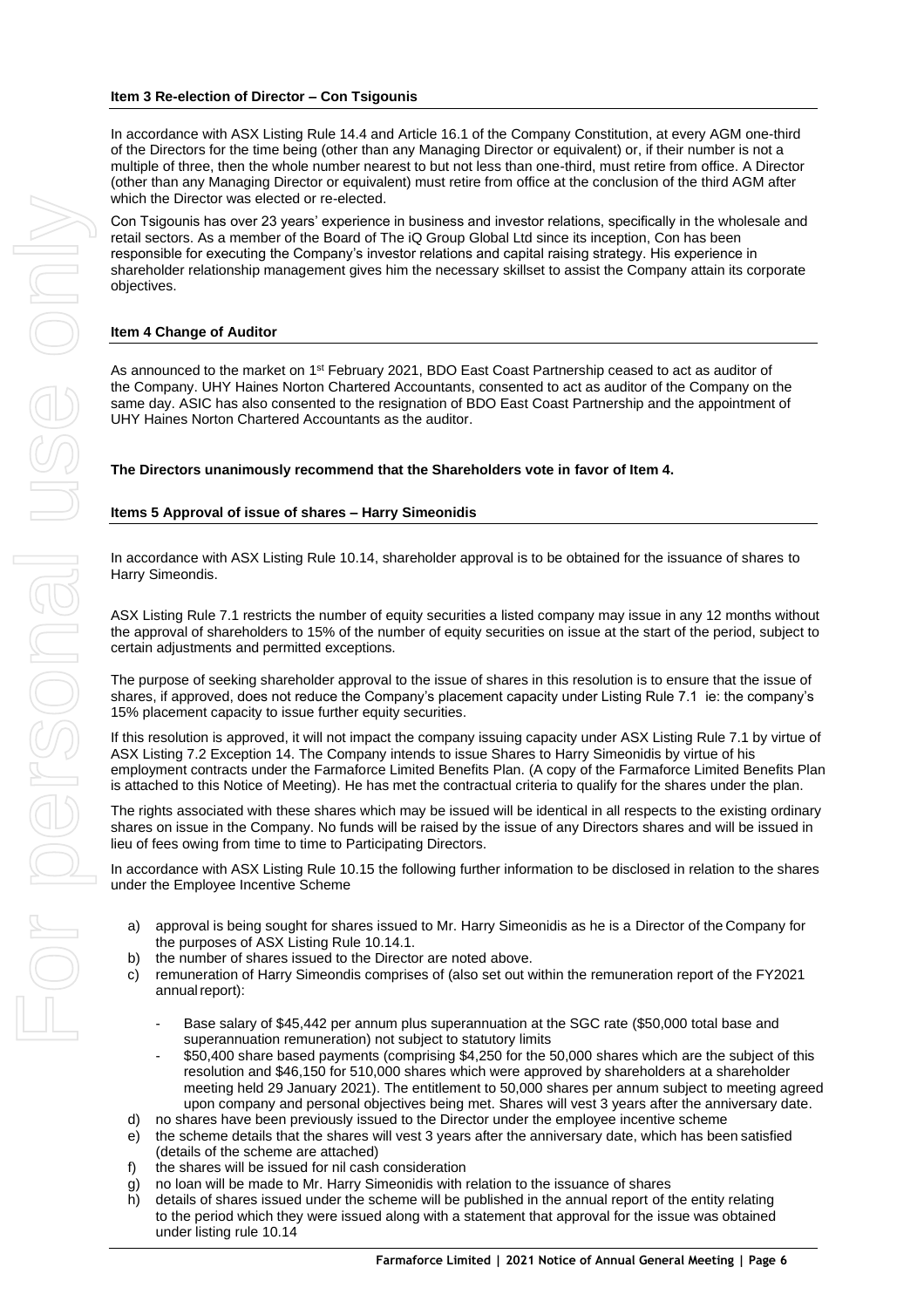### Item 3 Re-election of Director – Con Tsigounis

In accordance with ASX Listing Rule 14.4 and Article 16.1 of the Company Constitution, at every AGM one-third of the Directors for the time being (other than any Managing Director or equivalent) or, if their number is not a multiple of three, then the whole number nearest to but not less than one-third, must retire from office. A Director (other than any Managing Director or equivalent) must retire from office at the conclusion of the third AGM after which the Director was elected or re-elected.

Con Tsigounis has over 23 years' experience in business and investor relations, specifically in the wholesale and retail sectors. As a member of the Board of The iQ Group Global Ltd since its inception, Con has been responsible for executing the Company's investor relations and capital raising strategy. His experience in shareholder relationship management gives him the necessary skillset to assist the Company attain its corporate objectives.

### Item 4 Change of Auditor

As announced to the market on 1st February 2021, BDO East Coast Partnership ceased to act as auditor of the Company. UHY Haines Norton Chartered Accountants, consented to act as auditor of the Company on the same day. ASIC has also consented to the resignation of BDO East Coast Partnership and the appointment of UHY Haines Norton Chartered Accountants as the auditor.

**The Directors unanimously recommend that the Shareholders vote in favor of Item 4.**

### Items 5 Approval of issue of shares – Harry Simeonidis

In accordance with ASX Listing Rule 10.14, shareholder approval is to be obtained for the issuance of shares to Harry Simeondis.

ASX Listing Rule 7.1 restricts the number of equity securities a listed company may issue in any 12 months without the approval of shareholders to 15% of the number of equity securities on issue at the start of the period, subject to certain adjustments and permitted exceptions.

The purpose of seeking shareholder approval to the issue of shares in this resolution is to ensure that the issue of shares, if approved, does not reduce the Company's placement capacity under Listing Rule 7.1 ie: the company's 15% placement capacity to issue further equity securities.

If this resolution is approved, it will not impact the company issuing capacity under ASX Listing Rule 7.1 by virtue of ASX Listing 7.2 Exception 14. The Company intends to issue Shares to Harry Simeonidis by virtue of his employment contracts under the Farmaforce Limited Benefits Plan. (A copy of the Farmaforce Limited Benefits Plan is attached to this Notice of Meeting). He has met the contractual criteria to qualify for the shares under the plan.

The rights associated with these shares which may be issued will be identical in all respects to the existing ordinary shares on issue in the Company. No funds will be raised by the issue of any Directors shares and will be issued in lieu of fees owing from time to time to Participating Directors.

In accordance with ASX Listing Rule 10.15 the following further information to be disclosed in relation to the shares under the Employee Incentive Scheme

a) approval is being sought for shares issued to Mr. Harry Simeonidis as he is a Director of the Company for the purposes of ASX Listing Rule 10.14.1.
b) the number of shares issued to the Director are noted above.
c) remuneration of Harry Simeondis comprises of (also set out within the remuneration report of the FY2021 annual report):
   - Base salary of $45,442 per annum plus superannuation at the SGC rate ($50,000 total base and superannuation remuneration) not subject to statutory limits
   - $50,400 share based payments (comprising $4,250 for the 50,000 shares which are the subject of this resolution and $46,150 for 510,000 shares which were approved by shareholders at a shareholder meeting held 29 January 2021). The entitlement to 50,000 shares per annum subject to meeting agreed upon company and personal objectives being met. Shares will vest 3 years after the anniversary date.
d) no shares have been previously issued to the Director under the employee incentive scheme
e) the scheme details that the shares will vest 3 years after the anniversary date, which has been satisfied (details of the scheme are attached)
f) the shares will be issued for nil cash consideration
g) no loan will be made to Mr. Harry Simeonidis with relation to the issuance of shares
h) details of shares issued under the scheme will be published in the annual report of the entity relating to the period which they were issued along with a statement that approval for the issue was obtained under listing rule 10.14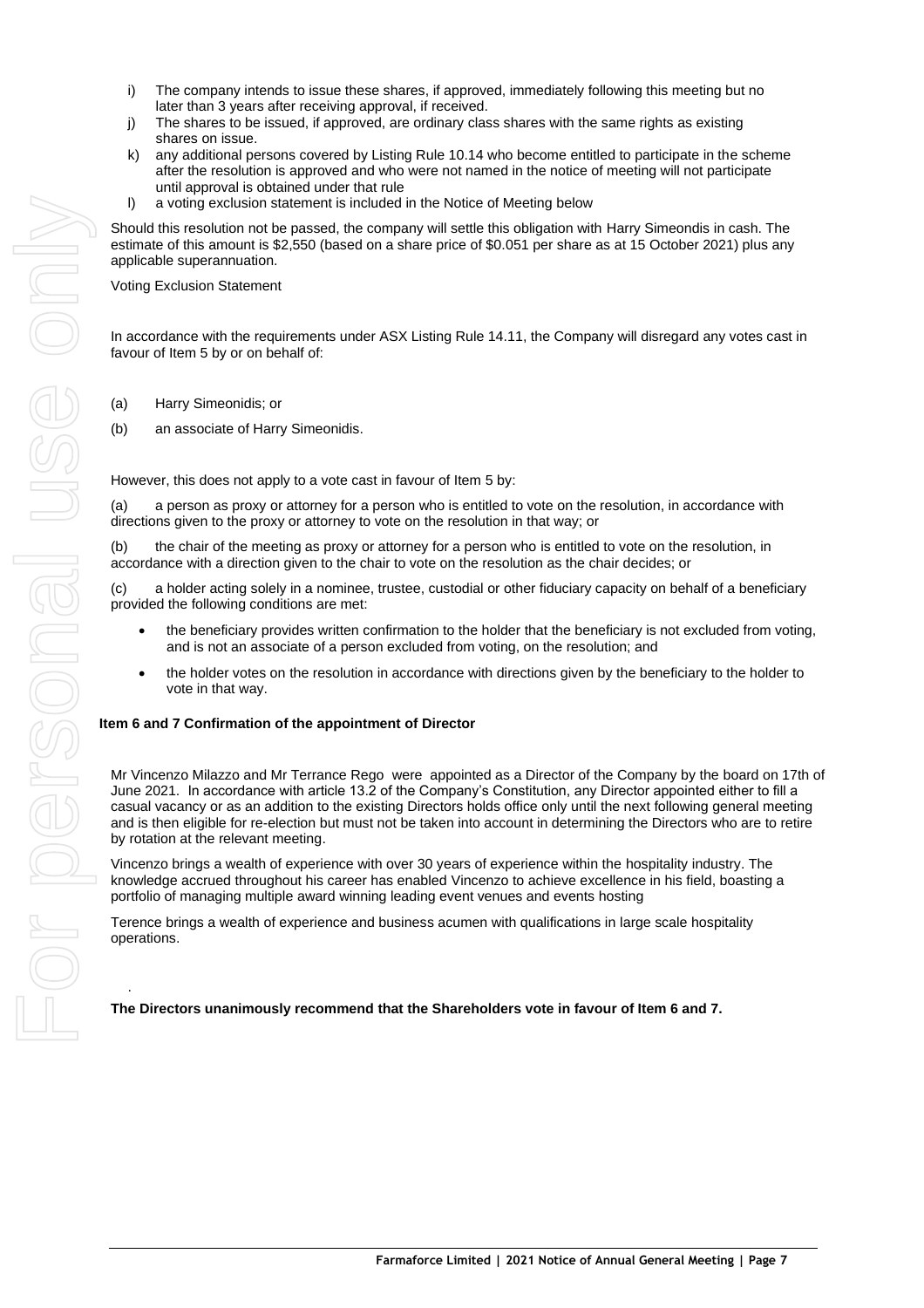i) The company intends to issue these shares, if approved, immediately following this meeting but no later than 3 years after receiving approval, if received.
j) The shares to be issued, if approved, are ordinary class shares with the same rights as existing shares on issue.
k) any additional persons covered by Listing Rule 10.14 who become entitled to participate in the scheme after the resolution is approved and who were not named in the notice of meeting will not participate until approval is obtained under that rule
l) a voting exclusion statement is included in the Notice of Meeting below

Should this resolution not be passed, the company will settle this obligation with Harry Simeondis in cash. The estimate of this amount is $2,550 (based on a share price of $0.051 per share as at 15 October 2021) plus any applicable superannuation.

Voting Exclusion Statement

In accordance with the requirements under ASX Listing Rule 14.11, the Company will disregard any votes cast in favour of Item 5 by or on behalf of:

(a) Harry Simeonidis; or

(b) an associate of Harry Simeonidis.

However, this does not apply to a vote cast in favour of Item 5 by:

(a) a person as proxy or attorney for a person who is entitled to vote on the resolution, in accordance with directions given to the proxy or attorney to vote on the resolution in that way; or

(b) the chair of the meeting as proxy or attorney for a person who is entitled to vote on the resolution, in accordance with a direction given to the chair to vote on the resolution as the chair decides; or

(c) a holder acting solely in a nominee, trustee, custodial or other fiduciary capacity on behalf of a beneficiary provided the following conditions are met:

- the beneficiary provides written confirmation to the holder that the beneficiary is not excluded from voting, and is not an associate of a person excluded from voting, on the resolution; and
- the holder votes on the resolution in accordance with directions given by the beneficiary to the holder to vote in that way.

**Item 6 and 7 Confirmation of the appointment of Director**

Mr Vincenzo Milazzo and Mr Terrance Rego were appointed as a Director of the Company by the board on 17th of June 2021. In accordance with article 13.2 of the Company's Constitution, any Director appointed either to fill a casual vacancy or as an addition to the existing Directors holds office only until the next following general meeting and is then eligible for re-election but must not be taken into account in determining the Directors who are to retire by rotation at the relevant meeting.

Vincenzo brings a wealth of experience with over 30 years of experience within the hospitality industry. The knowledge accrued throughout his career has enabled Vincenzo to achieve excellence in his field, boasting a portfolio of managing multiple award winning leading event venues and events hosting

Terence brings a wealth of experience and business acumen with qualifications in large scale hospitality operations.

.

**The Directors unanimously recommend that the Shareholders vote in favour of Item 6 and 7.**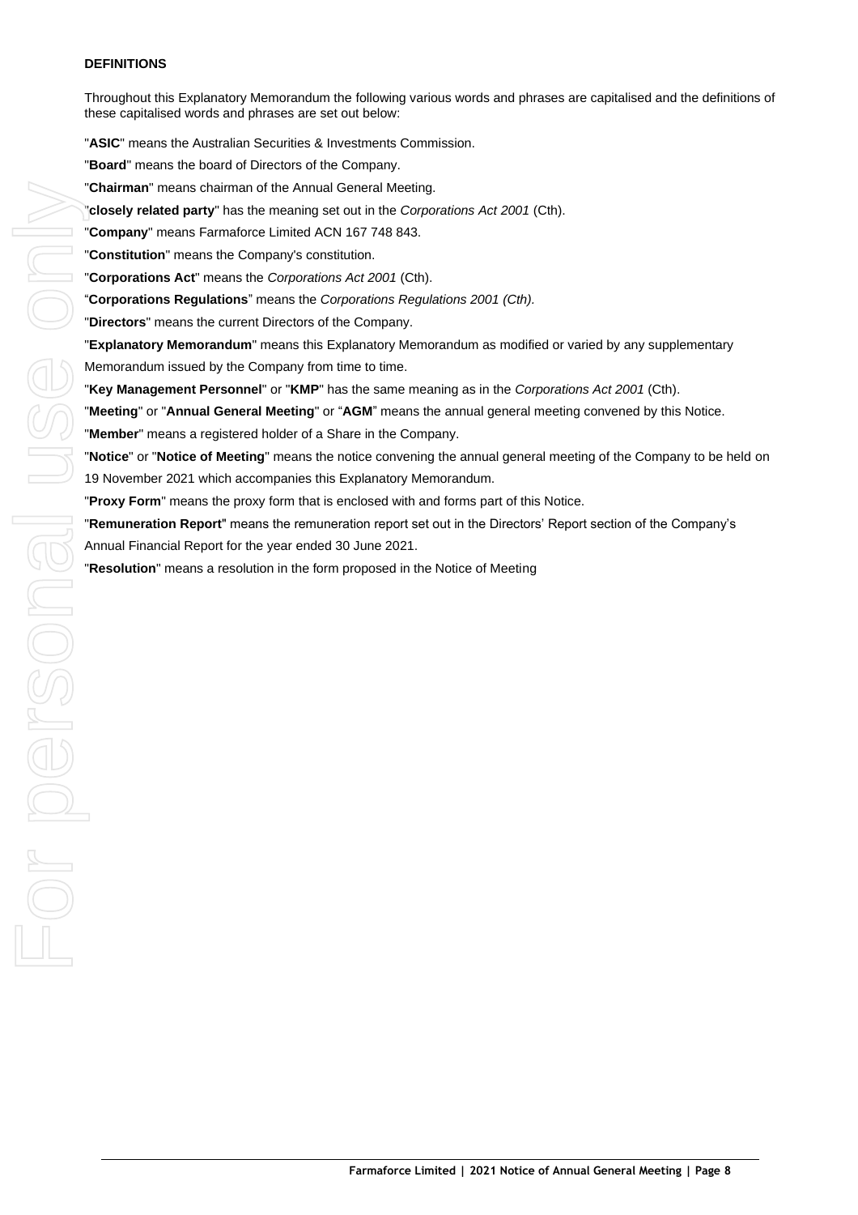## DEFINITIONS

Throughout this Explanatory Memorandum the following various words and phrases are capitalised and the definitions of these capitalised words and phrases are set out below:

"**ASIC**" means the Australian Securities & Investments Commission.

"**Board**" means the board of Directors of the Company.

"**Chairman**" means chairman of the Annual General Meeting.

"**closely related party**" has the meaning set out in the *Corporations Act 2001* (Cth).

"**Company**" means Farmaforce Limited ACN 167 748 843.

"**Constitution**" means the Company's constitution.

"**Corporations Act**" means the *Corporations Act 2001* (Cth).

"**Corporations Regulations**" means the *Corporations Regulations 2001 (Cth).*

"**Directors**" means the current Directors of the Company.

"**Explanatory Memorandum**" means this Explanatory Memorandum as modified or varied by any supplementary Memorandum issued by the Company from time to time.

"**Key Management Personnel**" or "**KMP**" has the same meaning as in the *Corporations Act 2001* (Cth).

"**Meeting**" or "**Annual General Meeting**" or "**AGM**" means the annual general meeting convened by this Notice.

"**Member**" means a registered holder of a Share in the Company.

"**Notice**" or "**Notice of Meeting**" means the notice convening the annual general meeting of the Company to be held on 19 November 2021 which accompanies this Explanatory Memorandum.

"**Proxy Form**" means the proxy form that is enclosed with and forms part of this Notice.

"**Remuneration Report**" means the remuneration report set out in the Directors' Report section of the Company's Annual Financial Report for the year ended 30 June 2021.

"**Resolution**" means a resolution in the form proposed in the Notice of Meeting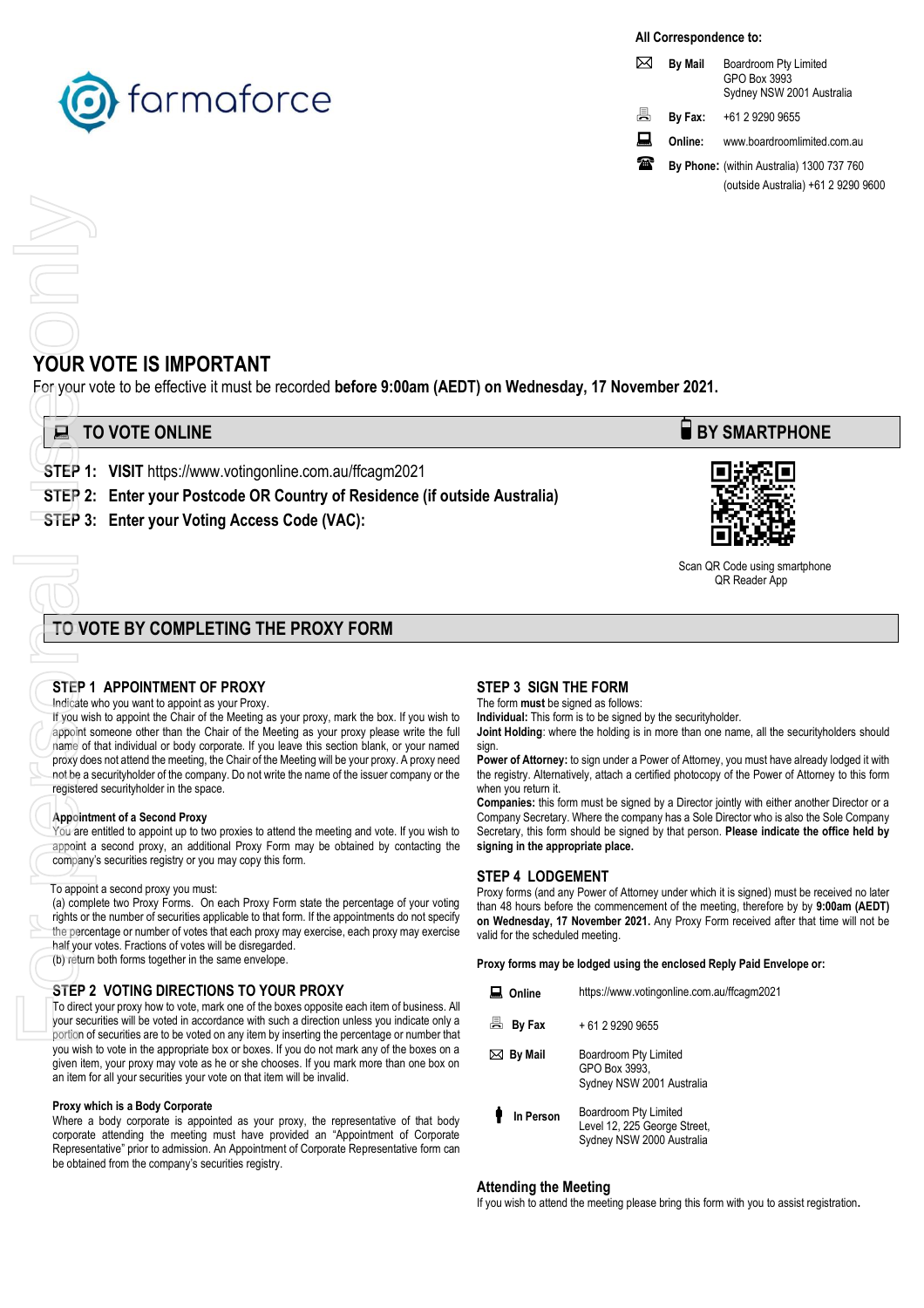farmaforce

**All Correspondence to:**

| | |
|---|---|
| **By Mail** | Boardroom Pty Limited<br>GPO Box 3993<br>Sydney NSW 2001 Australia |
| **By Fax:** | +61 2 9290 9655 |
| **Online:** | www.boardroomlimited.com.au |
| **By Phone:** | (within Australia) 1300 737 760<br>(outside Australia) +61 2 9290 9600 |

For personal use only

# YOUR VOTE IS IMPORTANT

For your vote to be effective it must be recorded **before 9:00am (AEDT) on Wednesday, 17 November 2021.**

## TO VOTE ONLINE

**STEP 1: VISIT** https://www.votingonline.com.au/ffcagm2021

**STEP 2: Enter your Postcode OR Country of Residence (if outside Australia)**

**STEP 3: Enter your Voting Access Code (VAC):**

## BY SMARTPHONE

Scan QR Code using smartphone QR Reader App

## TO VOTE BY COMPLETING THE PROXY FORM

### STEP 1 APPOINTMENT OF PROXY

Indicate who you want to appoint as your Proxy.

If you wish to appoint the Chair of the Meeting as your proxy, mark the box. If you wish to appoint someone other than the Chair of the Meeting as your proxy please write the full name of that individual or body corporate. If you leave this section blank, or your named proxy does not attend the meeting, the Chair of the Meeting will be your proxy. A proxy need not be a securityholder of the company. Do not write the name of the issuer company or the registered securityholder in the space.

**Appointment of a Second Proxy**

You are entitled to appoint up to two proxies to attend the meeting and vote. If you wish to appoint a second proxy, an additional Proxy Form may be obtained by contacting the company's securities registry or you may copy this form.

To appoint a second proxy you must:

(a) complete two Proxy Forms. On each Proxy Form state the percentage of your voting rights or the number of securities applicable to that form. If the appointments do not specify the percentage or number of votes that each proxy may exercise, each proxy may exercise half your votes. Fractions of votes will be disregarded.

(b) return both forms together in the same envelope.

### STEP 2 VOTING DIRECTIONS TO YOUR PROXY

To direct your proxy how to vote, mark one of the boxes opposite each item of business. All your securities will be voted in accordance with such a direction unless you indicate only a portion of securities are to be voted on any item by inserting the percentage or number that you wish to vote in the appropriate box or boxes. If you do not mark any of the boxes on a given item, your proxy may vote as he or she chooses. If you mark more than one box on an item for all your securities your vote on that item will be invalid.

**Proxy which is a Body Corporate**

Where a body corporate is appointed as your proxy, the representative of that body corporate attending the meeting must have provided an "Appointment of Corporate Representative" prior to admission. An Appointment of Corporate Representative form can be obtained from the company's securities registry.

### STEP 3 SIGN THE FORM

The form **must** be signed as follows:

**Individual:** This form is to be signed by the securityholder.

**Joint Holding**: where the holding is in more than one name, all the securityholders should sign.

**Power of Attorney:** to sign under a Power of Attorney, you must have already lodged it with the registry. Alternatively, attach a certified photocopy of the Power of Attorney to this form when you return it.

**Companies:** this form must be signed by a Director jointly with either another Director or a Company Secretary. Where the company has a Sole Director who is also the Sole Company Secretary, this form should be signed by that person. **Please indicate the office held by signing in the appropriate place.**

### STEP 4 LODGEMENT

Proxy forms (and any Power of Attorney under which it is signed) must be received no later than 48 hours before the commencement of the meeting, therefore by by **9:00am (AEDT) on Wednesday, 17 November 2021.** Any Proxy Form received after that time will not be valid for the scheduled meeting.

**Proxy forms may be lodged using the enclosed Reply Paid Envelope or:**

| | |
|---|---|
| **Online** | https://www.votingonline.com.au/ffcagm2021 |
| **By Fax** | + 61 2 9290 9655 |
| **By Mail** | Boardroom Pty Limited<br>GPO Box 3993,<br>Sydney NSW 2001 Australia |
| **In Person** | Boardroom Pty Limited<br>Level 12, 225 George Street,<br>Sydney NSW 2000 Australia |

**Attending the Meeting**

If you wish to attend the meeting please bring this form with you to assist registration.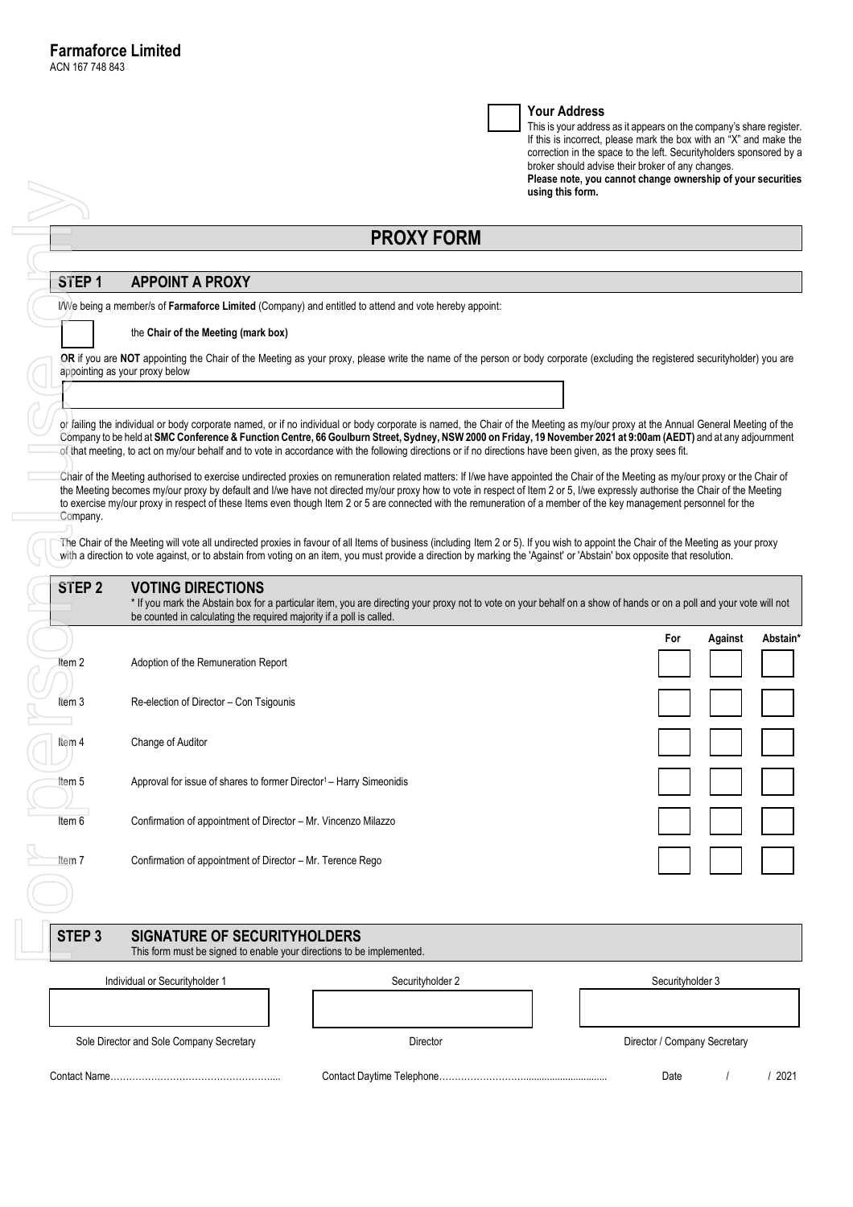**Farmaforce Limited**
ACN 167 748 843

☐ **Your Address**
This is your address as it appears on the company's share register. If this is incorrect, please mark the box with an "X" and make the correction in the space to the left. Securityholders sponsored by a broker should advise their broker of any changes.
**Please note, you cannot change ownership of your securities using this form.**

# PROXY FORM

## STEP 1 APPOINT A PROXY

I/We being a member/s of **Farmaforce Limited** (Company) and entitled to attend and vote hereby appoint:

☐ the **Chair of the Meeting (mark box)**

**OR** if you are **NOT** appointing the Chair of the Meeting as your proxy, please write the name of the person or body corporate (excluding the registered securityholder) you are appointing as your proxy below

or failing the individual or body corporate named, or if no individual or body corporate is named, the Chair of the Meeting as my/our proxy at the Annual General Meeting of the Company to be held at **SMC Conference & Function Centre, 66 Goulburn Street, Sydney, NSW 2000 on Friday, 19 November 2021 at 9:00am (AEDT)** and at any adjournment of that meeting, to act on my/our behalf and to vote in accordance with the following directions or if no directions have been given, as the proxy sees fit.

Chair of the Meeting authorised to exercise undirected proxies on remuneration related matters: If I/we have appointed the Chair of the Meeting as my/our proxy or the Chair of the Meeting becomes my/our proxy by default and I/we have not directed my/our proxy how to vote in respect of Item 2 or 5, I/we expressly authorise the Chair of the Meeting to exercise my/our proxy in respect of these Items even though Item 2 or 5 are connected with the remuneration of a member of the key management personnel for the Company.

The Chair of the Meeting will vote all undirected proxies in favour of all Items of business (including Item 2 or 5). If you wish to appoint the Chair of the Meeting as your proxy with a direction to vote against, or to abstain from voting on an item, you must provide a direction by marking the 'Against' or 'Abstain' box opposite that resolution.

## STEP 2 VOTING DIRECTIONS

* If you mark the Abstain box for a particular item, you are directing your proxy not to vote on your behalf on a show of hands or on a poll and your vote will not be counted in calculating the required majority if a poll is called.

| | | For | Against | Abstain* |
|---|---|---|---|---|
| Item 2 | Adoption of the Remuneration Report | ☐ | ☐ | ☐ |
| Item 3 | Re-election of Director – Con Tsigounis | ☐ | ☐ | ☐ |
| Item 4 | Change of Auditor | ☐ | ☐ | ☐ |
| Item 5 | Approval for issue of shares to former Director[1] – Harry Simeonidis | ☐ | ☐ | ☐ |
| Item 6 | Confirmation of appointment of Director – Mr. Vincenzo Milazzo | ☐ | ☐ | ☐ |
| Item 7 | Confirmation of appointment of Director – Mr. Terence Rego | ☐ | ☐ | ☐ |

## STEP 3 SIGNATURE OF SECURITYHOLDERS

This form must be signed to enable your directions to be implemented.

| Individual or Securityholder 1 | Securityholder 2 | Securityholder 3 |
|---|---|---|
| | | |
| Sole Director and Sole Company Secretary | Director | Director / Company Secretary |

Contact Name…………………………………………….... Contact Daytime Telephone…………………….............................. Date / / 2021